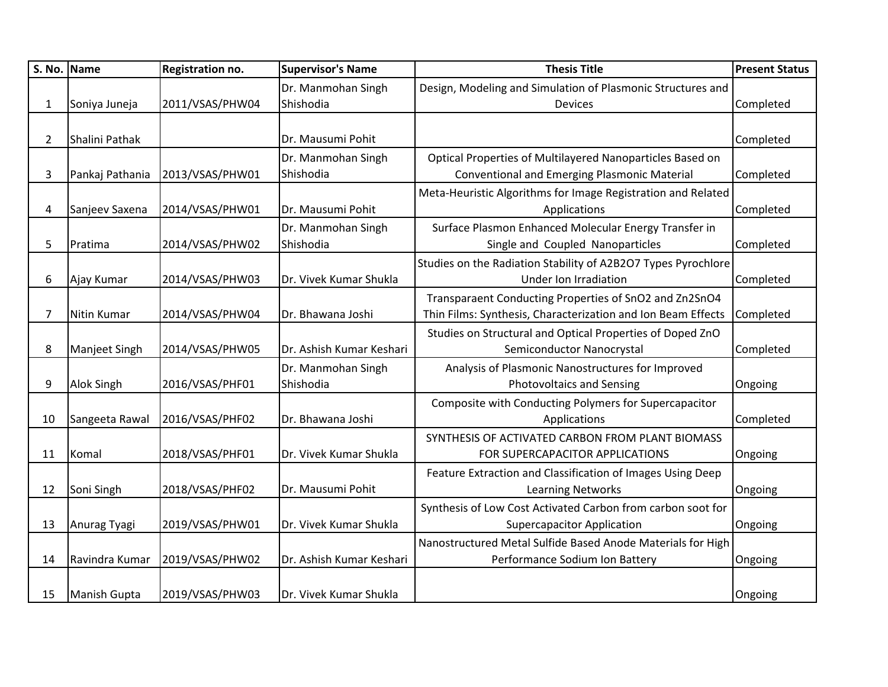| S. No. | Name | Registration no. | Supervisor's Name | Thesis Title | Present Status |
|---|---|---|---|---|---|
| 1 | Soniya Juneja | 2011/VSAS/PHW04 | Dr. Manmohan Singh Shishodia | Design, Modeling and Simulation of Plasmonic Structures and Devices | Completed |
| 2 | Shalini Pathak | | Dr. Mausumi Pohit | | Completed |
| 3 | Pankaj Pathania | 2013/VSAS/PHW01 | Dr. Manmohan Singh Shishodia | Optical Properties of Multilayered Nanoparticles Based on Conventional and Emerging Plasmonic Material | Completed |
| 4 | Sanjeev Saxena | 2014/VSAS/PHW01 | Dr. Mausumi Pohit | Meta-Heuristic Algorithms for Image Registration and Related Applications | Completed |
| 5 | Pratima | 2014/VSAS/PHW02 | Dr. Manmohan Singh Shishodia | Surface Plasmon Enhanced Molecular Energy Transfer in Single and Coupled Nanoparticles | Completed |
| 6 | Ajay Kumar | 2014/VSAS/PHW03 | Dr. Vivek Kumar Shukla | Studies on the Radiation Stability of $A_2B_2O_7$ Types Pyrochlore Under Ion Irradiation | Completed |
| 7 | Nitin Kumar | 2014/VSAS/PHW04 | Dr. Bhawana Joshi | Transparaent Conducting Properties of $SnO_2$ and $Zn_2SnO_4$ Thin Films: Synthesis, Characterization and Ion Beam Effects | Completed |
| 8 | Manjeet Singh | 2014/VSAS/PHW05 | Dr. Ashish Kumar Keshari | Studies on Structural and Optical Properties of Doped ZnO Semiconductor Nanocrystal | Completed |
| 9 | Alok Singh | 2016/VSAS/PHF01 | Dr. Manmohan Singh Shishodia | Analysis of Plasmonic Nanostructures for Improved Photovoltaics and Sensing | Ongoing |
| 10 | Sangeeta Rawal | 2016/VSAS/PHF02 | Dr. Bhawana Joshi | Composite with Conducting Polymers for Supercapacitor Applications | Completed |
| 11 | Komal | 2018/VSAS/PHF01 | Dr. Vivek Kumar Shukla | SYNTHESIS OF ACTIVATED CARBON FROM PLANT BIOMASS FOR SUPERCAPACITOR APPLICATIONS | Ongoing |
| 12 | Soni Singh | 2018/VSAS/PHF02 | Dr. Mausumi Pohit | Feature Extraction and Classification of Images Using Deep Learning Networks | Ongoing |
| 13 | Anurag Tyagi | 2019/VSAS/PHW01 | Dr. Vivek Kumar Shukla | Synthesis of Low Cost Activated Carbon from carbon soot for Supercapacitor Application | Ongoing |
| 14 | Ravindra Kumar | 2019/VSAS/PHW02 | Dr. Ashish Kumar Keshari | Nanostructured Metal Sulfide Based Anode Materials for High Performance Sodium Ion Battery | Ongoing |
| 15 | Manish Gupta | 2019/VSAS/PHW03 | Dr. Vivek Kumar Shukla | | Ongoing |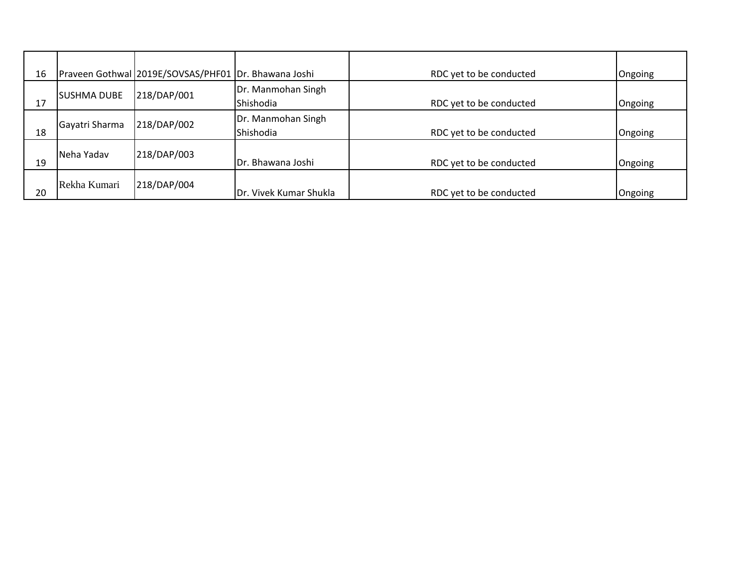| | | | | | |
|---|---|---|---|---|---|
| 16 | Praveen Gothwal | 2019E/SOVSAS/PHF01 | Dr. Bhawana Joshi | RDC yet to be conducted | Ongoing |
| 17 | SUSHMA DUBE | 218/DAP/001 | Dr. Manmohan Singh Shishodia | RDC yet to be conducted | Ongoing |
| 18 | Gayatri Sharma | 218/DAP/002 | Dr. Manmohan Singh Shishodia | RDC yet to be conducted | Ongoing |
| 19 | Neha Yadav | 218/DAP/003 | Dr. Bhawana Joshi | RDC yet to be conducted | Ongoing |
| 20 | Rekha Kumari | 218/DAP/004 | Dr. Vivek Kumar Shukla | RDC yet to be conducted | Ongoing |